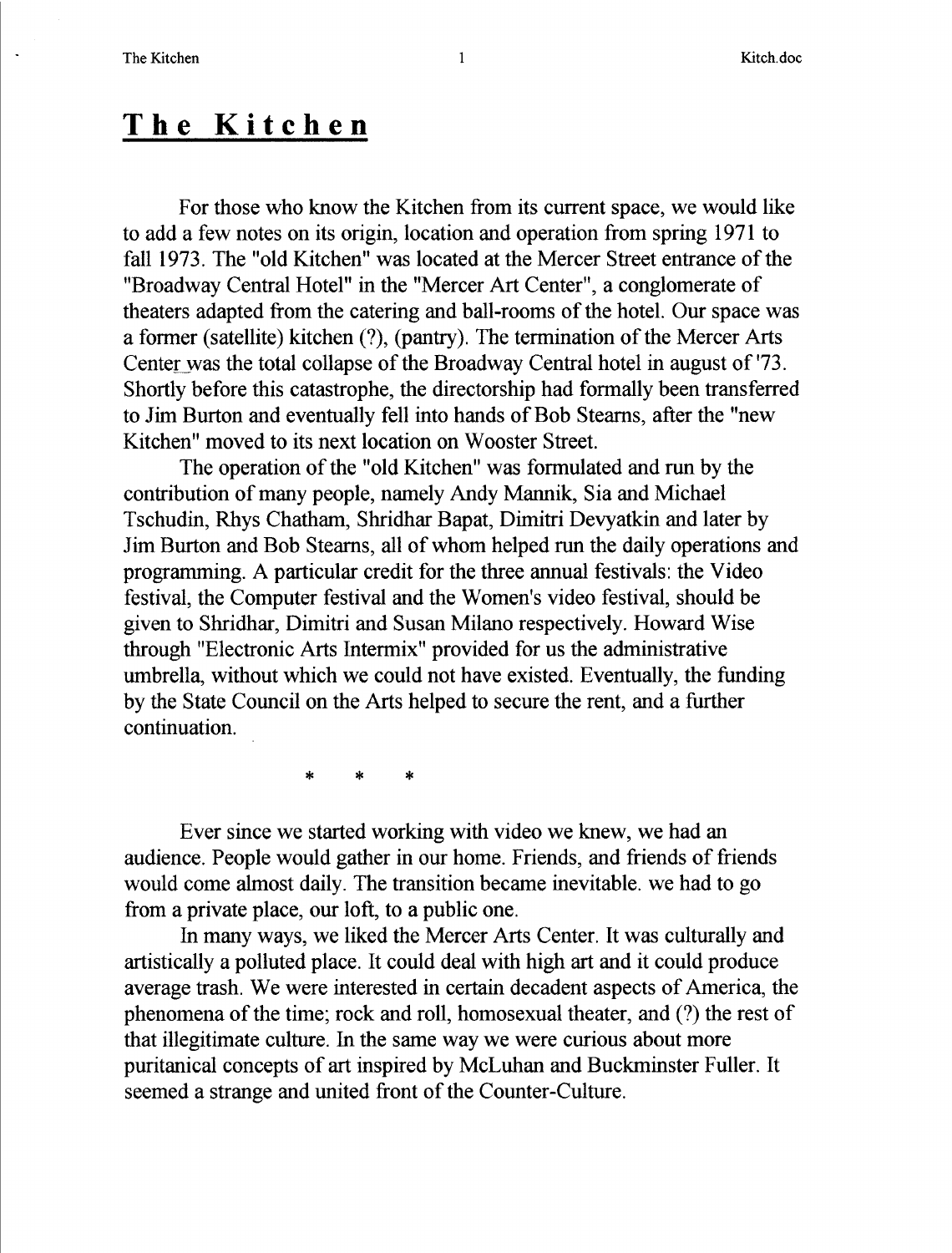# The Kitchen

For those who know the Kitchen from its current space, we would like to add a few notes on its origin, location and operation from spring 1971 to fall 1973. The "old Kitchen" was located at the Mercer Street entrance of the "Broadway Central Hotel" in the "Mercer Art Center", a conglomerate of theaters adapted from the catering and ball-rooms of the hotel. Our space was a former (satellite) kitchen (?), (pantry). The termination of the Mercer Arts Center was the total collapse of the Broadway Central hotel in august of '73. Shortly before this catastrophe, the directorship had formally been transferred to Jim Burton and eventually fell into hands of Bob Stearns, after the "new Kitchen" moved to its next location on Wooster Street.

The operation of the "old Kitchen" was formulated and run by the contribution of many people, namely Andy Mannik, Sia and Michael Tschudin, Rhys Chatham, Shridhar Bapat, Dimitri Devyatkin and later by Jim Burton and Bob Stearns, all of whom helped run the daily operations and programming. A particular credit for the three annual festivals: the Video festival, the Computer festival and the Women's video festival, should be given to Shridhar, Dimitri and Susan Milano respectively. Howard Wise through "Electronic Arts Intermix" provided for us the administrative umbrella, without which we could not have existed. Eventually, the funding by the State Council on the Arts helped to secure the rent, and a further continuation.

\* \* \*

Ever since we started working with video we knew, we had an audience. People would gather in our home. Friends, and friends of friends would come almost daily. The transition became inevitable. we had to go from a private place, our loft, to a public one.

In many ways, we liked the Mercer Arts Center. It was culturally and artistically a polluted place. It could deal with high art and it could produce average trash. We were interested in certain decadent aspects of America, the phenomena of the time; rock and roll, homosexual theater, and (?) the rest of that illegitimate culture. In the same way we were curious about more puritanical concepts of art inspired by McLuhan and Buckminster Fuller. It seemed a strange and united front of the Counter-Culture.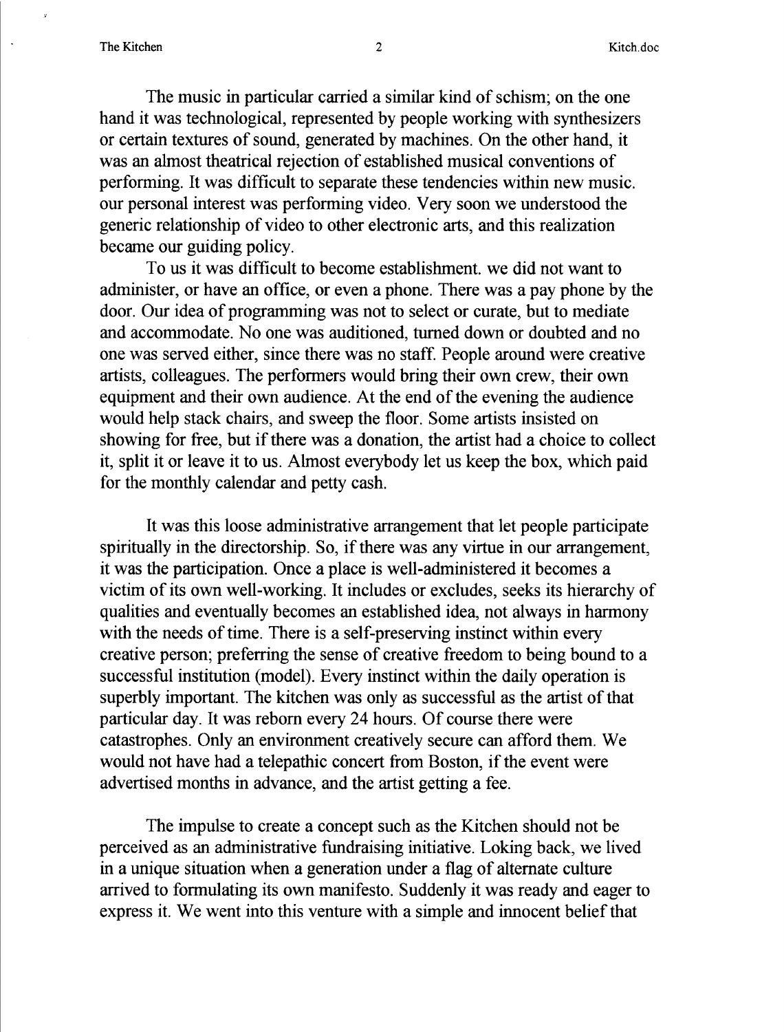The music in particular carried a similar kind of schism; on the one hand it was technological, represented by people working with synthesizers or certain textures of sound, generated by machines. On the other hand, it was an almost theatrical rejection of established musical conventions of performing. It was difficult to separate these tendencies within new music. our personal interest was performing video. Very soon we understood the generic relationship of video to other electronic arts, and this realization became our guiding policy.

To us it was difficult to become establishment. we did not want to administer, or have an office, or even a phone. There was a pay phone by the door. Our idea of programming was not to select or curate, but to mediate and accommodate. No one was auditioned, turned down or doubted and no one was served either, since there was no staff. People around were creative artists, colleagues. The performers would bring their own crew, their own equipment and their own audience. At the end of the evening the audience would help stack chairs, and sweep the floor. Some artists insisted on showing for free, but if there was a donation, the artist had a choice to collect it, split it or leave it to us. Almost everybody let us keep the box, which paid for the monthly calendar and petty cash.

It was this loose administrative arrangement that let people participate spiritually in the directorship. So, if there was any virtue in our arrangement, it was the participation. Once a place is well-administered it becomes a victim of its own well-working. It includes or excludes, seeks its hierarchy of qualities and eventually becomes an established idea, not always in harmony with the needs of time. There is a self-preserving instinct within every creative person; preferring the sense of creative freedom to being bound to a successful institution (model). Every instinct within the daily operation is superbly important. The kitchen was only as successful as the artist of that particular day. It was reborn every 24 hours. Of course there were catastrophes. Only an environment creatively secure can afford them. We would not have had a telepathic concert from Boston, if the event were advertised months in advance, and the artist getting a fee.

The impulse to create a concept such as the Kitchen should not be perceived as an administrative fundraising initiative. Loking back, we lived in a unique situation when a generation under a flag of alternate culture arrived to formulating its own manifesto. Suddenly it was ready and eager to express it. We went into this venture with a simple and innocent belief that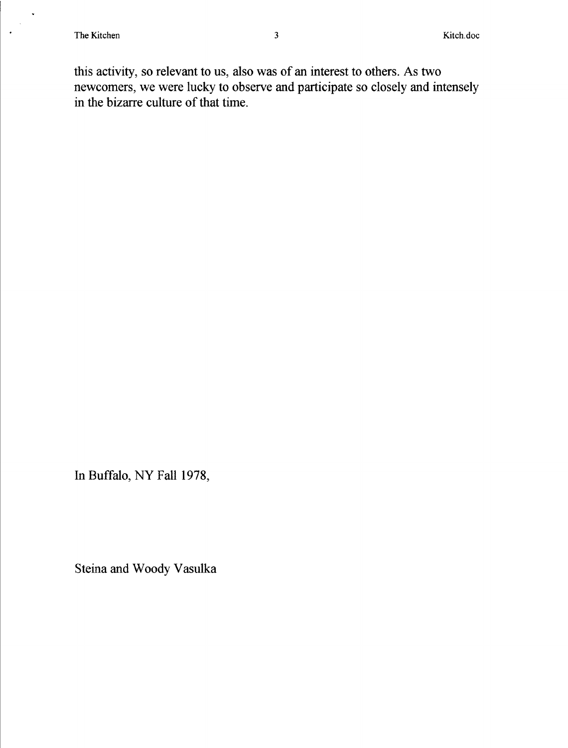this activity, so relevant to us, also was of an interest to others. As two newcomers, we were lucky to observe and participate so closely and intensely in the bizarre culture of that time.

In Buffalo, NY Fall 1978,

Steina and Woody Vasulka